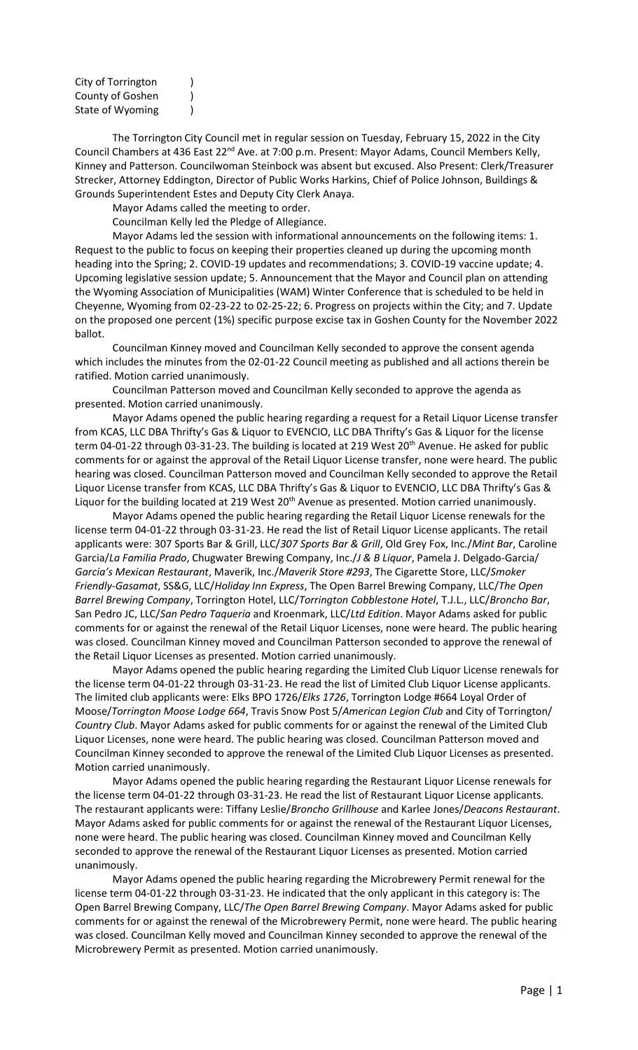City of Torrington )
County of Goshen )
State of Wyoming )

The Torrington City Council met in regular session on Tuesday, February 15, 2022 in the City Council Chambers at 436 East 22nd Ave. at 7:00 p.m. Present: Mayor Adams, Council Members Kelly, Kinney and Patterson. Councilwoman Steinbock was absent but excused. Also Present: Clerk/Treasurer Strecker, Attorney Eddington, Director of Public Works Harkins, Chief of Police Johnson, Buildings & Grounds Superintendent Estes and Deputy City Clerk Anaya.

Mayor Adams called the meeting to order.

Councilman Kelly led the Pledge of Allegiance.

Mayor Adams led the session with informational announcements on the following items: 1. Request to the public to focus on keeping their properties cleaned up during the upcoming month heading into the Spring; 2. COVID-19 updates and recommendations; 3. COVID-19 vaccine update; 4. Upcoming legislative session update; 5. Announcement that the Mayor and Council plan on attending the Wyoming Association of Municipalities (WAM) Winter Conference that is scheduled to be held in Cheyenne, Wyoming from 02-23-22 to 02-25-22; 6. Progress on projects within the City; and 7. Update on the proposed one percent (1%) specific purpose excise tax in Goshen County for the November 2022 ballot.

Councilman Kinney moved and Councilman Kelly seconded to approve the consent agenda which includes the minutes from the 02-01-22 Council meeting as published and all actions therein be ratified. Motion carried unanimously.

Councilman Patterson moved and Councilman Kelly seconded to approve the agenda as presented. Motion carried unanimously.

Mayor Adams opened the public hearing regarding a request for a Retail Liquor License transfer from KCAS, LLC DBA Thrifty's Gas & Liquor to EVENCIO, LLC DBA Thrifty's Gas & Liquor for the license term 04-01-22 through 03-31-23. The building is located at 219 West 20th Avenue. He asked for public comments for or against the approval of the Retail Liquor License transfer, none were heard. The public hearing was closed. Councilman Patterson moved and Councilman Kelly seconded to approve the Retail Liquor License transfer from KCAS, LLC DBA Thrifty's Gas & Liquor to EVENCIO, LLC DBA Thrifty's Gas & Liquor for the building located at 219 West 20th Avenue as presented. Motion carried unanimously.

Mayor Adams opened the public hearing regarding the Retail Liquor License renewals for the license term 04-01-22 through 03-31-23. He read the list of Retail Liquor License applicants. The retail applicants were: 307 Sports Bar & Grill, LLC/*307 Sports Bar & Grill*, Old Grey Fox, Inc./*Mint Bar*, Caroline Garcia/*La Familia Prado*, Chugwater Brewing Company, Inc./*J & B Liquor*, Pamela J. Delgado-Garcia/ *Garcia's Mexican Restaurant*, Maverik, Inc./*Maverik Store #293*, The Cigarette Store, LLC/*Smoker Friendly-Gasamat*, SS&G, LLC/*Holiday Inn Express*, The Open Barrel Brewing Company, LLC/*The Open Barrel Brewing Company*, Torrington Hotel, LLC/*Torrington Cobblestone Hotel*, T.J.L., LLC/*Broncho Bar*, San Pedro JC, LLC/*San Pedro Taqueria* and Kroenmark, LLC/*Ltd Edition*. Mayor Adams asked for public comments for or against the renewal of the Retail Liquor Licenses, none were heard. The public hearing was closed. Councilman Kinney moved and Councilman Patterson seconded to approve the renewal of the Retail Liquor Licenses as presented. Motion carried unanimously.

Mayor Adams opened the public hearing regarding the Limited Club Liquor License renewals for the license term 04-01-22 through 03-31-23. He read the list of Limited Club Liquor License applicants. The limited club applicants were: Elks BPO 1726/*Elks 1726*, Torrington Lodge #664 Loyal Order of Moose/*Torrington Moose Lodge 664*, Travis Snow Post 5/*American Legion Club* and City of Torrington/ *Country Club*. Mayor Adams asked for public comments for or against the renewal of the Limited Club Liquor Licenses, none were heard. The public hearing was closed. Councilman Patterson moved and Councilman Kinney seconded to approve the renewal of the Limited Club Liquor Licenses as presented. Motion carried unanimously.

Mayor Adams opened the public hearing regarding the Restaurant Liquor License renewals for the license term 04-01-22 through 03-31-23. He read the list of Restaurant Liquor License applicants. The restaurant applicants were: Tiffany Leslie/*Broncho Grillhouse* and Karlee Jones/*Deacons Restaurant*. Mayor Adams asked for public comments for or against the renewal of the Restaurant Liquor Licenses, none were heard. The public hearing was closed. Councilman Kinney moved and Councilman Kelly seconded to approve the renewal of the Restaurant Liquor Licenses as presented. Motion carried unanimously.

Mayor Adams opened the public hearing regarding the Microbrewery Permit renewal for the license term 04-01-22 through 03-31-23. He indicated that the only applicant in this category is: The Open Barrel Brewing Company, LLC/*The Open Barrel Brewing Company*. Mayor Adams asked for public comments for or against the renewal of the Microbrewery Permit, none were heard. The public hearing was closed. Councilman Kelly moved and Councilman Kinney seconded to approve the renewal of the Microbrewery Permit as presented. Motion carried unanimously.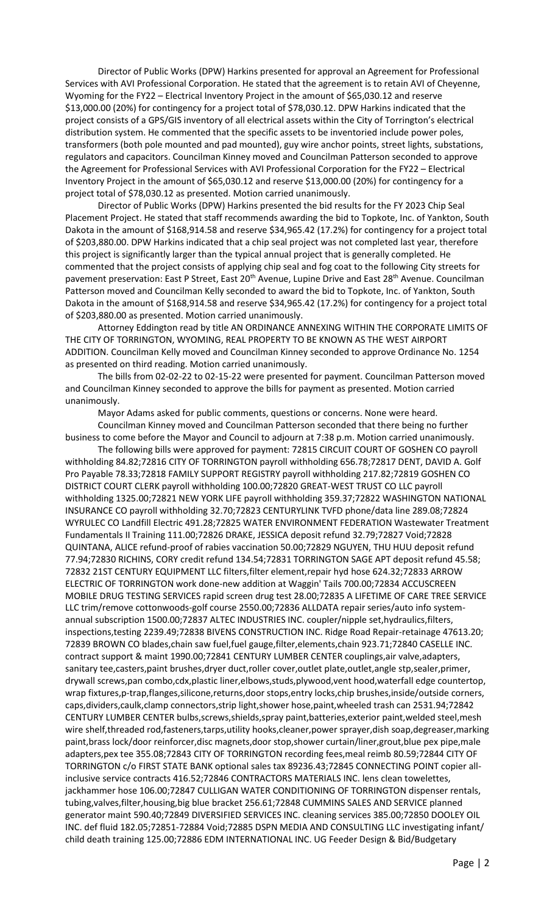Director of Public Works (DPW) Harkins presented for approval an Agreement for Professional Services with AVI Professional Corporation. He stated that the agreement is to retain AVI of Cheyenne, Wyoming for the FY22 – Electrical Inventory Project in the amount of $65,030.12 and reserve $13,000.00 (20%) for contingency for a project total of $78,030.12. DPW Harkins indicated that the project consists of a GPS/GIS inventory of all electrical assets within the City of Torrington's electrical distribution system. He commented that the specific assets to be inventoried include power poles, transformers (both pole mounted and pad mounted), guy wire anchor points, street lights, substations, regulators and capacitors. Councilman Kinney moved and Councilman Patterson seconded to approve the Agreement for Professional Services with AVI Professional Corporation for the FY22 – Electrical Inventory Project in the amount of $65,030.12 and reserve $13,000.00 (20%) for contingency for a project total of $78,030.12 as presented. Motion carried unanimously.

Director of Public Works (DPW) Harkins presented the bid results for the FY 2023 Chip Seal Placement Project. He stated that staff recommends awarding the bid to Topkote, Inc. of Yankton, South Dakota in the amount of $168,914.58 and reserve $34,965.42 (17.2%) for contingency for a project total of $203,880.00. DPW Harkins indicated that a chip seal project was not completed last year, therefore this project is significantly larger than the typical annual project that is generally completed. He commented that the project consists of applying chip seal and fog coat to the following City streets for pavement preservation: East P Street, East 20th Avenue, Lupine Drive and East 28th Avenue. Councilman Patterson moved and Councilman Kelly seconded to award the bid to Topkote, Inc. of Yankton, South Dakota in the amount of $168,914.58 and reserve $34,965.42 (17.2%) for contingency for a project total of $203,880.00 as presented. Motion carried unanimously.

Attorney Eddington read by title AN ORDINANCE ANNEXING WITHIN THE CORPORATE LIMITS OF THE CITY OF TORRINGTON, WYOMING, REAL PROPERTY TO BE KNOWN AS THE WEST AIRPORT ADDITION. Councilman Kelly moved and Councilman Kinney seconded to approve Ordinance No. 1254 as presented on third reading. Motion carried unanimously.

The bills from 02-02-22 to 02-15-22 were presented for payment. Councilman Patterson moved and Councilman Kinney seconded to approve the bills for payment as presented. Motion carried unanimously.

Mayor Adams asked for public comments, questions or concerns. None were heard.

Councilman Kinney moved and Councilman Patterson seconded that there being no further business to come before the Mayor and Council to adjourn at 7:38 p.m. Motion carried unanimously.

The following bills were approved for payment: 72815 CIRCUIT COURT OF GOSHEN CO payroll withholding 84.82;72816 CITY OF TORRINGTON payroll withholding 656.78;72817 DENT, DAVID A. Golf Pro Payable 78.33;72818 FAMILY SUPPORT REGISTRY payroll withholding 217.82;72819 GOSHEN CO DISTRICT COURT CLERK payroll withholding 100.00;72820 GREAT-WEST TRUST CO LLC payroll withholding 1325.00;72821 NEW YORK LIFE payroll withholding 359.37;72822 WASHINGTON NATIONAL INSURANCE CO payroll withholding 32.70;72823 CENTURYLINK TVFD phone/data line 289.08;72824 WYRULEC CO Landfill Electric 491.28;72825 WATER ENVIRONMENT FEDERATION Wastewater Treatment Fundamentals II Training 111.00;72826 DRAKE, JESSICA deposit refund 32.79;72827 Void;72828 QUINTANA, ALICE refund-proof of rabies vaccination 50.00;72829 NGUYEN, THU HUU deposit refund 77.94;72830 RICHINS, CORY credit refund 134.54;72831 TORRINGTON SAGE APT deposit refund 45.58; 72832 21ST CENTURY EQUIPMENT LLC filters,filter element,repair hyd hose 624.32;72833 ARROW ELECTRIC OF TORRINGTON work done-new addition at Waggin' Tails 700.00;72834 ACCUSCREEN MOBILE DRUG TESTING SERVICES rapid screen drug test 28.00;72835 A LIFETIME OF CARE TREE SERVICE LLC trim/remove cottonwoods-golf course 2550.00;72836 ALLDATA repair series/auto info system-annual subscription 1500.00;72837 ALTEC INDUSTRIES INC. coupler/nipple set,hydraulics,filters, inspections,testing 2239.49;72838 BIVENS CONSTRUCTION INC. Ridge Road Repair-retainage 47613.20; 72839 BROWN CO blades,chain saw fuel,fuel gauge,filter,elements,chain 923.71;72840 CASELLE INC. contract support & maint 1990.00;72841 CENTURY LUMBER CENTER couplings,air valve,adapters, sanitary tee,casters,paint brushes,dryer duct,roller cover,outlet plate,outlet,angle stp,sealer,primer, drywall screws,pan combo,cdx,plastic liner,elbows,studs,plywood,vent hood,waterfall edge countertop, wrap fixtures,p-trap,flanges,silicone,returns,door stops,entry locks,chip brushes,inside/outside corners, caps,dividers,caulk,clamp connectors,strip light,shower hose,paint,wheeled trash can 2531.94;72842 CENTURY LUMBER CENTER bulbs,screws,shields,spray paint,batteries,exterior paint,welded steel,mesh wire shelf,threaded rod,fasteners,tarps,utility hooks,cleaner,power sprayer,dish soap,degreaser,marking paint,brass lock/door reinforcer,disc magnets,door stop,shower curtain/liner,grout,blue pex pipe,male adapters,pex tee 355.08;72843 CITY OF TORRINGTON recording fees,meal reimb 80.59;72844 CITY OF TORRINGTON c/o FIRST STATE BANK optional sales tax 89236.43;72845 CONNECTING POINT copier all-inclusive service contracts 416.52;72846 CONTRACTORS MATERIALS INC. lens clean towelettes, jackhammer hose 106.00;72847 CULLIGAN WATER CONDITIONING OF TORRINGTON dispenser rentals, tubing,valves,filter,housing,big blue bracket 256.61;72848 CUMMINS SALES AND SERVICE planned generator maint 590.40;72849 DIVERSIFIED SERVICES INC. cleaning services 385.00;72850 DOOLEY OIL INC. def fluid 182.05;72851-72884 Void;72885 DSPN MEDIA AND CONSULTING LLC investigating infant/ child death training 125.00;72886 EDM INTERNATIONAL INC. UG Feeder Design & Bid/Budgetary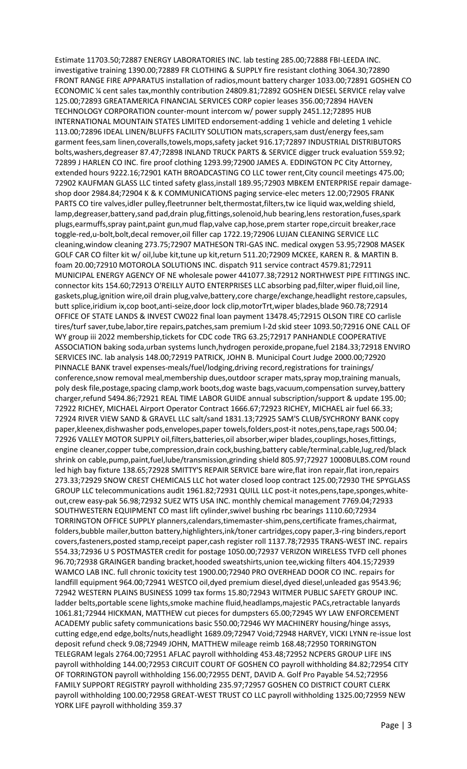Estimate 11703.50;72887 ENERGY LABORATORIES INC. lab testing 285.00;72888 FBI-LEEDA INC. investigative training 1390.00;72889 FR CLOTHING & SUPPLY fire resistant clothing 3064.30;72890 FRONT RANGE FIRE APPARATUS installation of radios,mount battery charger 1033.00;72891 GOSHEN CO ECONOMIC ¼ cent sales tax,monthly contribution 24809.81;72892 GOSHEN DIESEL SERVICE relay valve 125.00;72893 GREATAMERICA FINANCIAL SERVICES CORP copier leases 356.00;72894 HAVEN TECHNOLOGY CORPORATION counter-mount intercom w/ power supply 2451.12;72895 HUB INTERNATIONAL MOUNTAIN STATES LIMITED endorsement-adding 1 vehicle and deleting 1 vehicle 113.00;72896 IDEAL LINEN/BLUFFS FACILITY SOLUTION mats,scrapers,sam dust/energy fees,sam garment fees,sam linen,coveralls,towels,mops,safety jacket 916.17;72897 INDUSTRIAL DISTRIBUTORS bolts,washers,degreaser 87.47;72898 INLAND TRUCK PARTS & SERVICE digger truck evaluation 559.92; 72899 J HARLEN CO INC. fire proof clothing 1293.99;72900 JAMES A. EDDINGTON PC City Attorney, extended hours 9222.16;72901 KATH BROADCASTING CO LLC tower rent,City council meetings 475.00; 72902 KAUFMAN GLASS LLC tinted safety glass,install 189.95;72903 MBKEM ENTERPRISE repair damage-shop door 2984.84;72904 K & K COMMUNINCATIONS paging service-elec meters 12.00;72905 FRANK PARTS CO tire valves,idler pulley,fleetrunner belt,thermostat,filters,tw ice liquid wax,welding shield, lamp,degreaser,battery,sand pad,drain plug,fittings,solenoid,hub bearing,lens restoration,fuses,spark plugs,earmuffs,spray paint,paint gun,mud flap,valve cap,hose,prem starter rope,circuit breaker,race toggle-red,u-bolt,bolt,decal remover,oil filler cap 1722.19;72906 LUJAN CLEANING SERVICE LLC cleaning,window cleaning 273.75;72907 MATHESON TRI-GAS INC. medical oxygen 53.95;72908 MASEK GOLF CAR CO filter kit w/ oil,lube kit,tune up kit,return 511.20;72909 MCKEE, KAREN R. & MARTIN B. foam 20.00;72910 MOTOROLA SOLUTIONS INC. dispatch 911 service contract 4579.81;72911 MUNICIPAL ENERGY AGENCY OF NE wholesale power 441077.38;72912 NORTHWEST PIPE FITTINGS INC. connector kits 154.60;72913 O'REILLY AUTO ENTERPRISES LLC absorbing pad,filter,wiper fluid,oil line, gaskets,plug,ignition wire,oil drain plug,valve,battery,core charge/exchange,headlight restore,capsules, butt splice,iridium ix,cop boot,anti-seize,door lock clip,motorTrt,wiper blades,blade 960.78;72914 OFFICE OF STATE LANDS & INVEST CW022 final loan payment 13478.45;72915 OLSON TIRE CO carlisle tires/turf saver,tube,labor,tire repairs,patches,sam premium l-2d skid steer 1093.50;72916 ONE CALL OF WY group iii 2022 membership,tickets for CDC code TRG 63.25;72917 PANHANDLE COOPERATIVE ASSOCIATION baking soda,urban systems lunch,hydrogen peroxide,propane,fuel 2184.33;72918 ENVIRO SERVICES INC. lab analysis 148.00;72919 PATRICK, JOHN B. Municipal Court Judge 2000.00;72920 PINNACLE BANK travel expenses-meals/fuel/lodging,driving record,registrations for trainings/ conference,snow removal meal,membership dues,outdoor scraper mats,spray mop,training manuals, poly desk file,postage,spacing clamp,work boots,dog waste bags,vacuum,compensation survey,battery charger,refund 5494.86;72921 REAL TIME LABOR GUIDE annual subscription/support & update 195.00; 72922 RICHEY, MICHAEL Airport Operator Contract 1666.67;72923 RICHEY, MICHAEL air fuel 66.33; 72924 RIVER VIEW SAND & GRAVEL LLC salt/sand 1831.13;72925 SAM'S CLUB/SYCHRONY BANK copy paper,kleenex,dishwasher pods,envelopes,paper towels,folders,post-it notes,pens,tape,rags 500.04; 72926 VALLEY MOTOR SUPPLY oil,filters,batteries,oil absorber,wiper blades,couplings,hoses,fittings, engine cleaner,copper tube,compression,drain cock,bushing,battery cable/terminal,cable,lug,red/black shrink on cable,pump,paint,fuel,lube/transmission,grinding shield 805.97;72927 1000BULBS.COM round led high bay fixture 138.65;72928 SMITTY'S REPAIR SERVICE bare wire,flat iron repair,flat iron,repairs 273.33;72929 SNOW CREST CHEMICALS LLC hot water closed loop contract 125.00;72930 THE SPYGLASS GROUP LLC telecommunications audit 1961.82;72931 QUILL LLC post-it notes,pens,tape,sponges,white-out,crew easy-pak 56.98;72932 SUEZ WTS USA INC. monthly chemical management 7769.04;72933 SOUTHWESTERN EQUIPMENT CO mast lift cylinder,swivel bushing rbc bearings 1110.60;72934 TORRINGTON OFFICE SUPPLY planners,calendars,timemaster-shim,pens,certificate frames,chairmat, folders,bubble mailer,button battery,highlighters,ink/toner cartridges,copy paper,3-ring binders,report covers,fasteners,posted stamp,receipt paper,cash register roll 1137.78;72935 TRANS-WEST INC. repairs 554.33;72936 U S POSTMASTER credit for postage 1050.00;72937 VERIZON WIRELESS TVFD cell phones 96.70;72938 GRAINGER banding bracket,hooded sweatshirts,union tee,wicking filters 404.15;72939 WAMCO LAB INC. full chronic toxicity test 1900.00;72940 PRO OVERHEAD DOOR CO INC. repairs for landfill equipment 964.00;72941 WESTCO oil,dyed premium diesel,dyed diesel,unleaded gas 9543.96; 72942 WESTERN PLAINS BUSINESS 1099 tax forms 15.80;72943 WITMER PUBLIC SAFETY GROUP INC. ladder belts,portable scene lights,smoke machine fluid,headlamps,majestic PACs,retractable lanyards 1061.81;72944 HICKMAN, MATTHEW cut pieces for dumpsters 65.00;72945 WY LAW ENFORCEMENT ACADEMY public safety communications basic 550.00;72946 WY MACHINERY housing/hinge assys, cutting edge,end edge,bolts/nuts,headlight 1689.09;72947 Void;72948 HARVEY, VICKI LYNN re-issue lost deposit refund check 9.08;72949 JOHN, MATTHEW mileage reimb 168.48;72950 TORRINGTON TELEGRAM legals 2764.00;72951 AFLAC payroll withholding 453.48;72952 NCPERS GROUP LIFE INS payroll withholding 144.00;72953 CIRCUIT COURT OF GOSHEN CO payroll withholding 84.82;72954 CITY OF TORRINGTON payroll withholding 156.00;72955 DENT, DAVID A. Golf Pro Payable 54.52;72956 FAMILY SUPPORT REGISTRY payroll withholding 235.97;72957 GOSHEN CO DISTRICT COURT CLERK payroll withholding 100.00;72958 GREAT-WEST TRUST CO LLC payroll withholding 1325.00;72959 NEW YORK LIFE payroll withholding 359.37